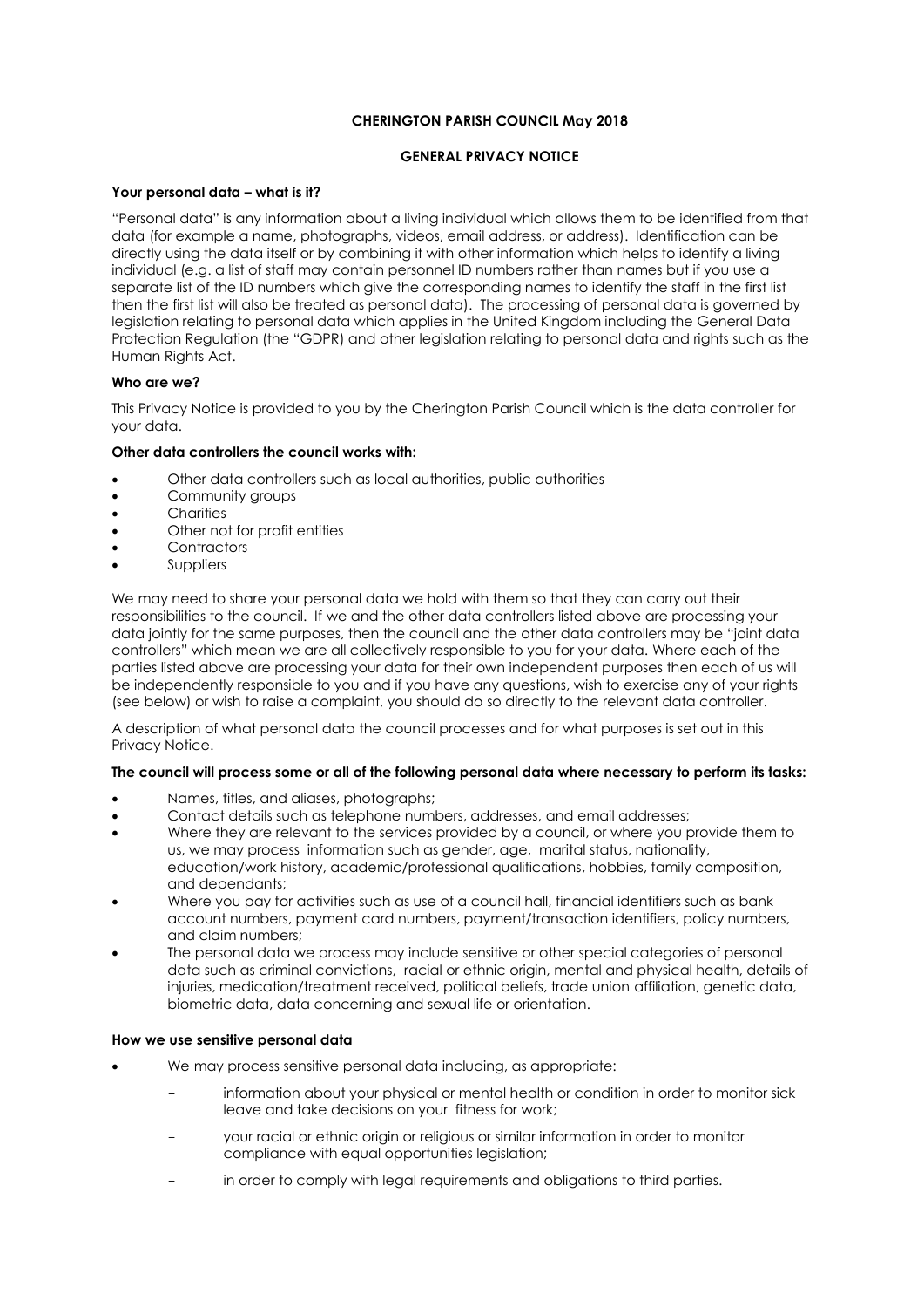**CHERINGTON PARISH COUNCIL May 2018**

**GENERAL PRIVACY NOTICE**

**Your personal data – what is it?**

"Personal data" is any information about a living individual which allows them to be identified from that data (for example a name, photographs, videos, email address, or address). Identification can be directly using the data itself or by combining it with other information which helps to identify a living individual (e.g. a list of staff may contain personnel ID numbers rather than names but if you use a separate list of the ID numbers which give the corresponding names to identify the staff in the first list then the first list will also be treated as personal data). The processing of personal data is governed by legislation relating to personal data which applies in the United Kingdom including the General Data Protection Regulation (the "GDPR) and other legislation relating to personal data and rights such as the Human Rights Act.

**Who are we?**

This Privacy Notice is provided to you by the Cherington Parish Council which is the data controller for your data.

**Other data controllers the council works with:**

- Other data controllers such as local authorities, public authorities
- Community groups
- Charities
- Other not for profit entities
- Contractors
- Suppliers

We may need to share your personal data we hold with them so that they can carry out their responsibilities to the council. If we and the other data controllers listed above are processing your data jointly for the same purposes, then the council and the other data controllers may be "joint data controllers" which mean we are all collectively responsible to you for your data. Where each of the parties listed above are processing your data for their own independent purposes then each of us will be independently responsible to you and if you have any questions, wish to exercise any of your rights (see below) or wish to raise a complaint, you should do so directly to the relevant data controller.

A description of what personal data the council processes and for what purposes is set out in this Privacy Notice.

**The council will process some or all of the following personal data where necessary to perform its tasks:**

- Names, titles, and aliases, photographs;
- Contact details such as telephone numbers, addresses, and email addresses;
- Where they are relevant to the services provided by a council, or where you provide them to us, we may process information such as gender, age, marital status, nationality, education/work history, academic/professional qualifications, hobbies, family composition, and dependants;
- Where you pay for activities such as use of a council hall, financial identifiers such as bank account numbers, payment card numbers, payment/transaction identifiers, policy numbers, and claim numbers;
- The personal data we process may include sensitive or other special categories of personal data such as criminal convictions, racial or ethnic origin, mental and physical health, details of injuries, medication/treatment received, political beliefs, trade union affiliation, genetic data, biometric data, data concerning and sexual life or orientation.

**How we use sensitive personal data**

- We may process sensitive personal data including, as appropriate:
  - information about your physical or mental health or condition in order to monitor sick leave and take decisions on your fitness for work;
  - your racial or ethnic origin or religious or similar information in order to monitor compliance with equal opportunities legislation;
  - in order to comply with legal requirements and obligations to third parties.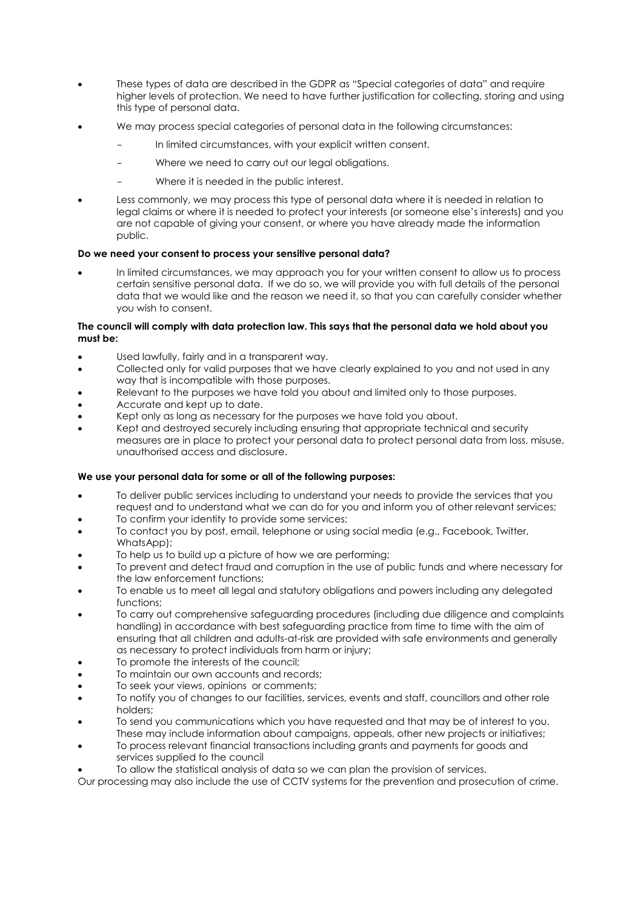- These types of data are described in the GDPR as "Special categories of data" and require higher levels of protection. We need to have further justification for collecting, storing and using this type of personal data.
- We may process special categories of personal data in the following circumstances:
  - In limited circumstances, with your explicit written consent.
  - Where we need to carry out our legal obligations.
  - Where it is needed in the public interest.
- Less commonly, we may process this type of personal data where it is needed in relation to legal claims or where it is needed to protect your interests (or someone else's interests) and you are not capable of giving your consent, or where you have already made the information public.

**Do we need your consent to process your sensitive personal data?**

- In limited circumstances, we may approach you for your written consent to allow us to process certain sensitive personal data. If we do so, we will provide you with full details of the personal data that we would like and the reason we need it, so that you can carefully consider whether you wish to consent.

**The council will comply with data protection law. This says that the personal data we hold about you must be:**

- Used lawfully, fairly and in a transparent way.
- Collected only for valid purposes that we have clearly explained to you and not used in any way that is incompatible with those purposes.
- Relevant to the purposes we have told you about and limited only to those purposes.
- Accurate and kept up to date.
- Kept only as long as necessary for the purposes we have told you about.
- Kept and destroyed securely including ensuring that appropriate technical and security measures are in place to protect your personal data to protect personal data from loss, misuse, unauthorised access and disclosure.

**We use your personal data for some or all of the following purposes:**

- To deliver public services including to understand your needs to provide the services that you request and to understand what we can do for you and inform you of other relevant services;
- To confirm your identity to provide some services;
- To contact you by post, email, telephone or using social media (e.g., Facebook, Twitter, WhatsApp);
- To help us to build up a picture of how we are performing;
- To prevent and detect fraud and corruption in the use of public funds and where necessary for the law enforcement functions;
- To enable us to meet all legal and statutory obligations and powers including any delegated functions;
- To carry out comprehensive safeguarding procedures (including due diligence and complaints handling) in accordance with best safeguarding practice from time to time with the aim of ensuring that all children and adults-at-risk are provided with safe environments and generally as necessary to protect individuals from harm or injury;
- To promote the interests of the council;
- To maintain our own accounts and records;
- To seek your views, opinions or comments;
- To notify you of changes to our facilities, services, events and staff, councillors and other role holders;
- To send you communications which you have requested and that may be of interest to you. These may include information about campaigns, appeals, other new projects or initiatives;
- To process relevant financial transactions including grants and payments for goods and services supplied to the council
- To allow the statistical analysis of data so we can plan the provision of services.

Our processing may also include the use of CCTV systems for the prevention and prosecution of crime.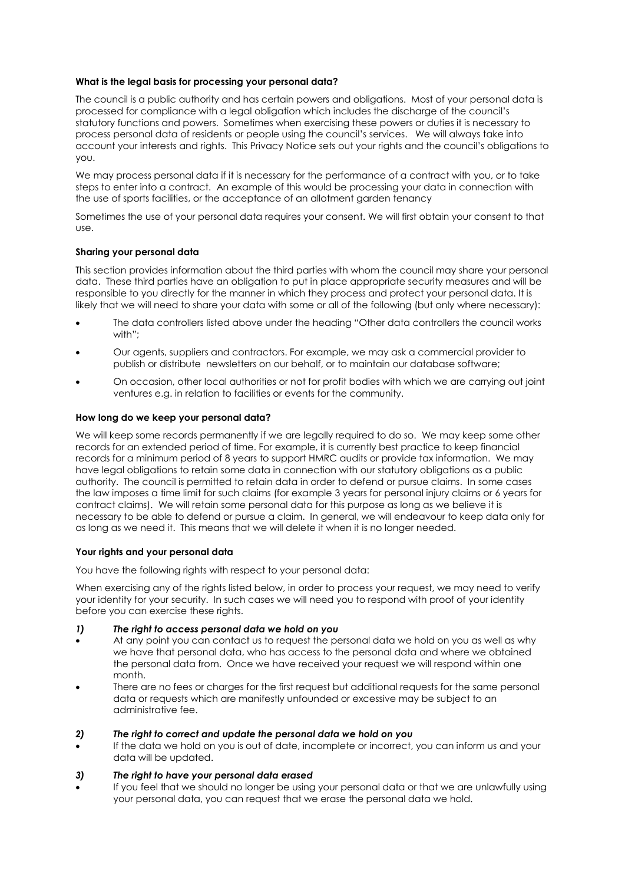**What is the legal basis for processing your personal data?**

The council is a public authority and has certain powers and obligations. Most of your personal data is processed for compliance with a legal obligation which includes the discharge of the council's statutory functions and powers. Sometimes when exercising these powers or duties it is necessary to process personal data of residents or people using the council's services. We will always take into account your interests and rights. This Privacy Notice sets out your rights and the council's obligations to you.

We may process personal data if it is necessary for the performance of a contract with you, or to take steps to enter into a contract. An example of this would be processing your data in connection with the use of sports facilities, or the acceptance of an allotment garden tenancy

Sometimes the use of your personal data requires your consent. We will first obtain your consent to that use.

**Sharing your personal data**

This section provides information about the third parties with whom the council may share your personal data. These third parties have an obligation to put in place appropriate security measures and will be responsible to you directly for the manner in which they process and protect your personal data. It is likely that we will need to share your data with some or all of the following (but only where necessary):

- The data controllers listed above under the heading "Other data controllers the council works with";
- Our agents, suppliers and contractors. For example, we may ask a commercial provider to publish or distribute newsletters on our behalf, or to maintain our database software;
- On occasion, other local authorities or not for profit bodies with which we are carrying out joint ventures e.g. in relation to facilities or events for the community.

**How long do we keep your personal data?**

We will keep some records permanently if we are legally required to do so. We may keep some other records for an extended period of time. For example, it is currently best practice to keep financial records for a minimum period of 8 years to support HMRC audits or provide tax information. We may have legal obligations to retain some data in connection with our statutory obligations as a public authority. The council is permitted to retain data in order to defend or pursue claims. In some cases the law imposes a time limit for such claims (for example 3 years for personal injury claims or 6 years for contract claims). We will retain some personal data for this purpose as long as we believe it is necessary to be able to defend or pursue a claim. In general, we will endeavour to keep data only for as long as we need it. This means that we will delete it when it is no longer needed.

**Your rights and your personal data**

You have the following rights with respect to your personal data:

When exercising any of the rights listed below, in order to process your request, we may need to verify your identity for your security. In such cases we will need you to respond with proof of your identity before you can exercise these rights.

***1) The right to access personal data we hold on you***

- At any point you can contact us to request the personal data we hold on you as well as why we have that personal data, who has access to the personal data and where we obtained the personal data from. Once we have received your request we will respond within one month.
- There are no fees or charges for the first request but additional requests for the same personal data or requests which are manifestly unfounded or excessive may be subject to an administrative fee.

***2) The right to correct and update the personal data we hold on you***

- If the data we hold on you is out of date, incomplete or incorrect, you can inform us and your data will be updated.

***3) The right to have your personal data erased***

- If you feel that we should no longer be using your personal data or that we are unlawfully using your personal data, you can request that we erase the personal data we hold.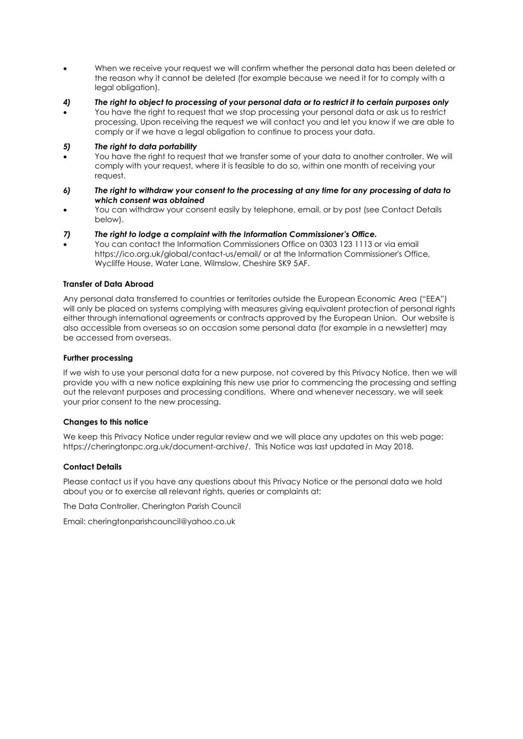- When we receive your request we will confirm whether the personal data has been deleted or the reason why it cannot be deleted (for example because we need it for to comply with a legal obligation).

***4) The right to object to processing of your personal data or to restrict it to certain purposes only***

- You have the right to request that we stop processing your personal data or ask us to restrict processing. Upon receiving the request we will contact you and let you know if we are able to comply or if we have a legal obligation to continue to process your data.

***5) The right to data portability***

- You have the right to request that we transfer some of your data to another controller. We will comply with your request, where it is feasible to do so, within one month of receiving your request.

***6) The right to withdraw your consent to the processing at any time for any processing of data to which consent was obtained***

- You can withdraw your consent easily by telephone, email, or by post (see Contact Details below).

***7) The right to lodge a complaint with the Information Commissioner's Office.***

- You can contact the Information Commissioners Office on 0303 123 1113 or via email https://ico.org.uk/global/contact-us/email/ or at the Information Commissioner's Office, Wycliffe House, Water Lane, Wilmslow, Cheshire SK9 5AF.

**Transfer of Data Abroad**

Any personal data transferred to countries or territories outside the European Economic Area ("EEA") will only be placed on systems complying with measures giving equivalent protection of personal rights either through international agreements or contracts approved by the European Union. Our website is also accessible from overseas so on occasion some personal data (for example in a newsletter) may be accessed from overseas.

**Further processing**

If we wish to use your personal data for a new purpose, not covered by this Privacy Notice, then we will provide you with a new notice explaining this new use prior to commencing the processing and setting out the relevant purposes and processing conditions. Where and whenever necessary, we will seek your prior consent to the new processing.

**Changes to this notice**

We keep this Privacy Notice under regular review and we will place any updates on this web page: https://cheringtonpc.org.uk/document-archive/. This Notice was last updated in May 2018.

**Contact Details**

Please contact us if you have any questions about this Privacy Notice or the personal data we hold about you or to exercise all relevant rights, queries or complaints at:

The Data Controller, Cherington Parish Council

Email: cheringtonparishcouncil@yahoo.co.uk